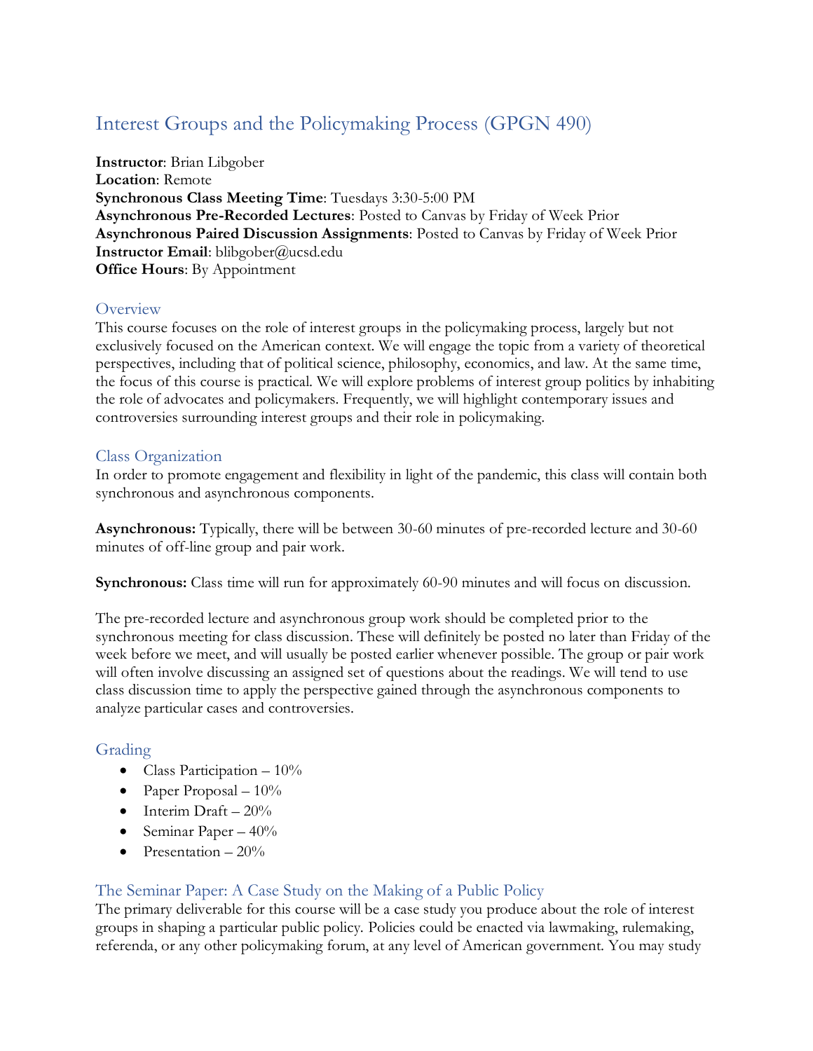# Interest Groups and the Policymaking Process (GPGN 490)

**Instructor**: Brian Libgober
**Location**: Remote
**Synchronous Class Meeting Time**: Tuesdays 3:30-5:00 PM
**Asynchronous Pre-Recorded Lectures**: Posted to Canvas by Friday of Week Prior
**Asynchronous Paired Discussion Assignments**: Posted to Canvas by Friday of Week Prior
**Instructor Email**: blibgober@ucsd.edu
**Office Hours**: By Appointment

## Overview

This course focuses on the role of interest groups in the policymaking process, largely but not exclusively focused on the American context. We will engage the topic from a variety of theoretical perspectives, including that of political science, philosophy, economics, and law. At the same time, the focus of this course is practical. We will explore problems of interest group politics by inhabiting the role of advocates and policymakers. Frequently, we will highlight contemporary issues and controversies surrounding interest groups and their role in policymaking.

## Class Organization

In order to promote engagement and flexibility in light of the pandemic, this class will contain both synchronous and asynchronous components.

**Asynchronous:** Typically, there will be between 30-60 minutes of pre-recorded lecture and 30-60 minutes of off-line group and pair work.

**Synchronous:** Class time will run for approximately 60-90 minutes and will focus on discussion.

The pre-recorded lecture and asynchronous group work should be completed prior to the synchronous meeting for class discussion. These will definitely be posted no later than Friday of the week before we meet, and will usually be posted earlier whenever possible. The group or pair work will often involve discussing an assigned set of questions about the readings. We will tend to use class discussion time to apply the perspective gained through the asynchronous components to analyze particular cases and controversies.

## Grading

- Class Participation – 10%
- Paper Proposal – 10%
- Interim Draft – 20%
- Seminar Paper – 40%
- Presentation – 20%

## The Seminar Paper: A Case Study on the Making of a Public Policy

The primary deliverable for this course will be a case study you produce about the role of interest groups in shaping a particular public policy. Policies could be enacted via lawmaking, rulemaking, referenda, or any other policymaking forum, at any level of American government. You may study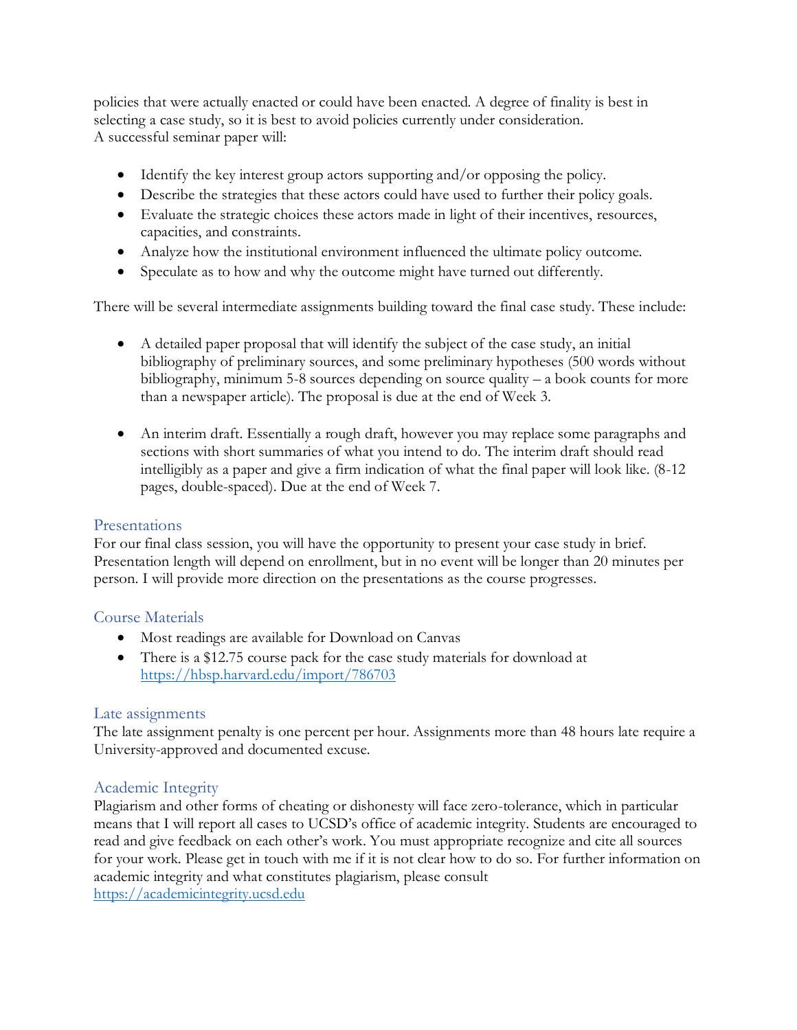policies that were actually enacted or could have been enacted. A degree of finality is best in selecting a case study, so it is best to avoid policies currently under consideration.
A successful seminar paper will:

- Identify the key interest group actors supporting and/or opposing the policy.
- Describe the strategies that these actors could have used to further their policy goals.
- Evaluate the strategic choices these actors made in light of their incentives, resources, capacities, and constraints.
- Analyze how the institutional environment influenced the ultimate policy outcome.
- Speculate as to how and why the outcome might have turned out differently.

There will be several intermediate assignments building toward the final case study. These include:

- A detailed paper proposal that will identify the subject of the case study, an initial bibliography of preliminary sources, and some preliminary hypotheses (500 words without bibliography, minimum 5-8 sources depending on source quality – a book counts for more than a newspaper article). The proposal is due at the end of Week 3.

- An interim draft. Essentially a rough draft, however you may replace some paragraphs and sections with short summaries of what you intend to do. The interim draft should read intelligibly as a paper and give a firm indication of what the final paper will look like. (8-12 pages, double-spaced). Due at the end of Week 7.

## Presentations

For our final class session, you will have the opportunity to present your case study in brief. Presentation length will depend on enrollment, but in no event will be longer than 20 minutes per person. I will provide more direction on the presentations as the course progresses.

## Course Materials

- Most readings are available for Download on Canvas
- There is a $12.75 course pack for the case study materials for download at https://hbsp.harvard.edu/import/786703

## Late assignments

The late assignment penalty is one percent per hour. Assignments more than 48 hours late require a University-approved and documented excuse.

## Academic Integrity

Plagiarism and other forms of cheating or dishonesty will face zero-tolerance, which in particular means that I will report all cases to UCSD's office of academic integrity. Students are encouraged to read and give feedback on each other's work. You must appropriate recognize and cite all sources for your work. Please get in touch with me if it is not clear how to do so. For further information on academic integrity and what constitutes plagiarism, please consult https://academicintegrity.ucsd.edu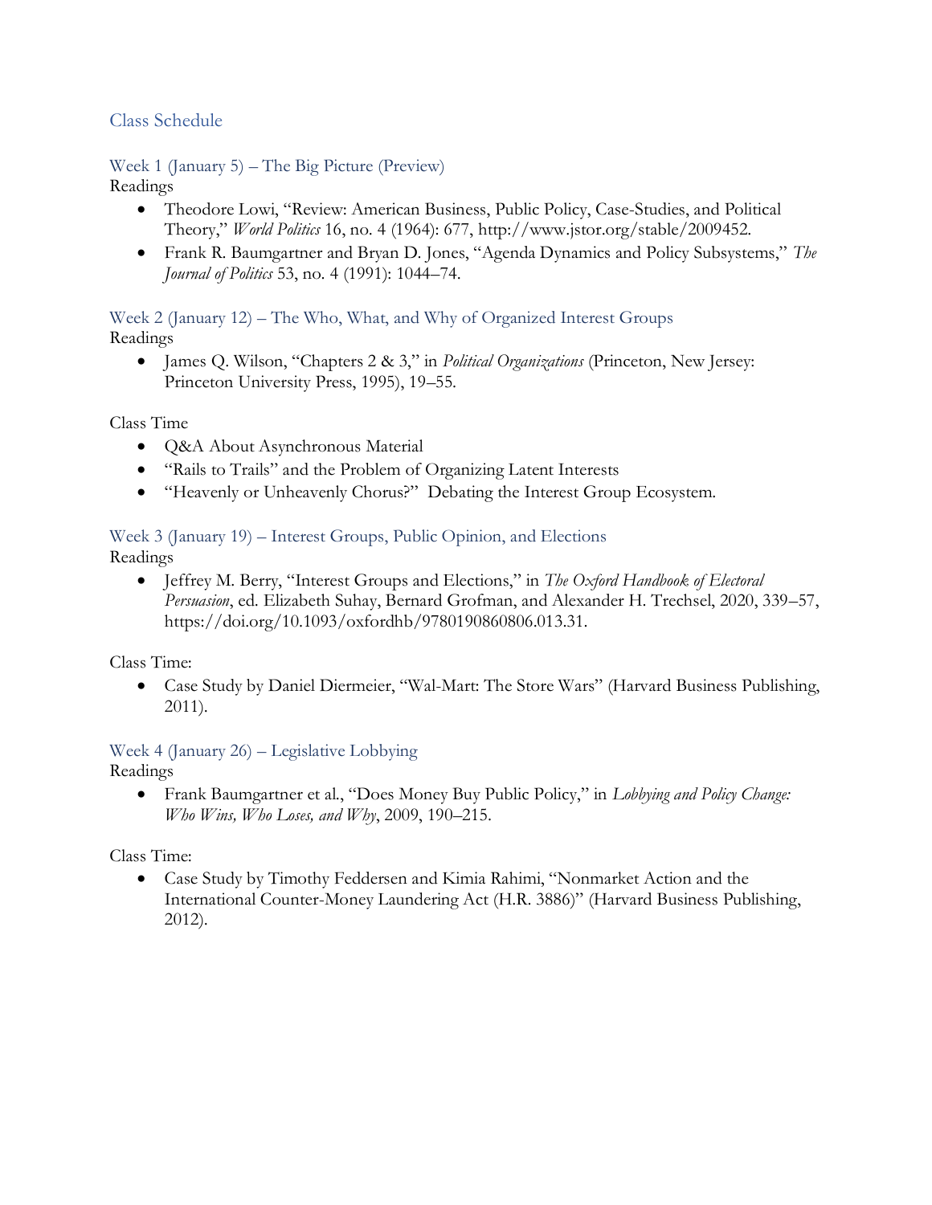## Class Schedule

### Week 1 (January 5) – The Big Picture (Preview)

Readings

- Theodore Lowi, "Review: American Business, Public Policy, Case-Studies, and Political Theory," *World Politics* 16, no. 4 (1964): 677, http://www.jstor.org/stable/2009452.
- Frank R. Baumgartner and Bryan D. Jones, "Agenda Dynamics and Policy Subsystems," *The Journal of Politics* 53, no. 4 (1991): 1044–74.

### Week 2 (January 12) – The Who, What, and Why of Organized Interest Groups

Readings

- James Q. Wilson, "Chapters 2 & 3," in *Political Organizations* (Princeton, New Jersey: Princeton University Press, 1995), 19–55.

Class Time

- Q&A About Asynchronous Material
- "Rails to Trails" and the Problem of Organizing Latent Interests
- "Heavenly or Unheavenly Chorus?" Debating the Interest Group Ecosystem.

### Week 3 (January 19) – Interest Groups, Public Opinion, and Elections

Readings

- Jeffrey M. Berry, "Interest Groups and Elections," in *The Oxford Handbook of Electoral Persuasion*, ed. Elizabeth Suhay, Bernard Grofman, and Alexander H. Trechsel, 2020, 339–57, https://doi.org/10.1093/oxfordhb/9780190860806.013.31.

Class Time:

- Case Study by Daniel Diermeier, "Wal-Mart: The Store Wars" (Harvard Business Publishing, 2011).

### Week 4 (January 26) – Legislative Lobbying

Readings

- Frank Baumgartner et al., "Does Money Buy Public Policy," in *Lobbying and Policy Change: Who Wins, Who Loses, and Why*, 2009, 190–215.

Class Time:

- Case Study by Timothy Feddersen and Kimia Rahimi, "Nonmarket Action and the International Counter-Money Laundering Act (H.R. 3886)" (Harvard Business Publishing, 2012).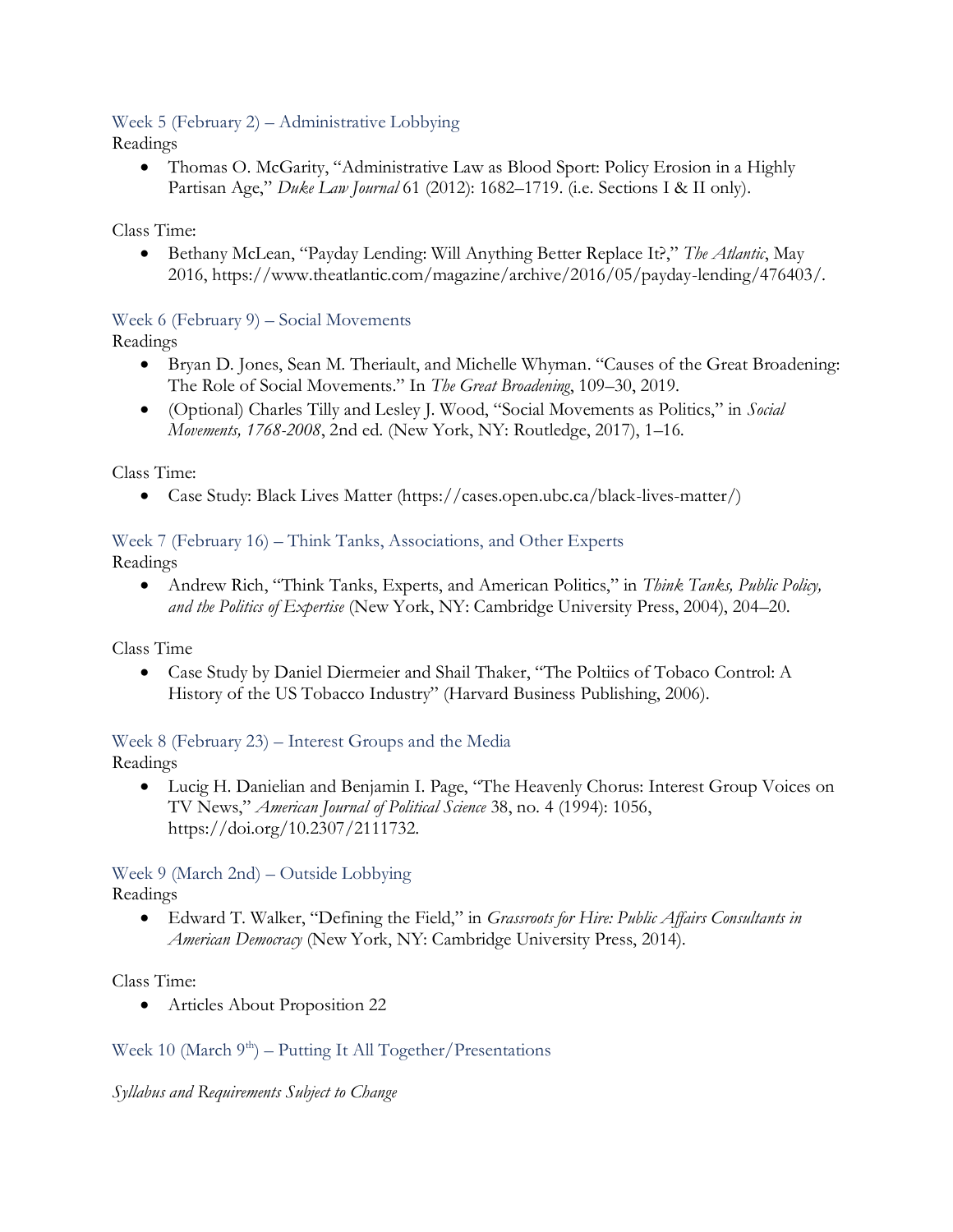### Week 5 (February 2) – Administrative Lobbying

Readings

- Thomas O. McGarity, "Administrative Law as Blood Sport: Policy Erosion in a Highly Partisan Age," *Duke Law Journal* 61 (2012): 1682–1719. (i.e. Sections I & II only).

Class Time:

- Bethany McLean, "Payday Lending: Will Anything Better Replace It?," *The Atlantic*, May 2016, https://www.theatlantic.com/magazine/archive/2016/05/payday-lending/476403/.

### Week 6 (February 9) – Social Movements

Readings

- Bryan D. Jones, Sean M. Theriault, and Michelle Whyman. "Causes of the Great Broadening: The Role of Social Movements." In *The Great Broadening*, 109–30, 2019.
- (Optional) Charles Tilly and Lesley J. Wood, "Social Movements as Politics," in *Social Movements, 1768-2008*, 2nd ed. (New York, NY: Routledge, 2017), 1–16.

Class Time:

- Case Study: Black Lives Matter (https://cases.open.ubc.ca/black-lives-matter/)

### Week 7 (February 16) – Think Tanks, Associations, and Other Experts

Readings

- Andrew Rich, "Think Tanks, Experts, and American Politics," in *Think Tanks, Public Policy, and the Politics of Expertise* (New York, NY: Cambridge University Press, 2004), 204–20.

Class Time

- Case Study by Daniel Diermeier and Shail Thaker, "The Poltiics of Tobaco Control: A History of the US Tobacco Industry" (Harvard Business Publishing, 2006).

### Week 8 (February 23) – Interest Groups and the Media

Readings

- Lucig H. Danielian and Benjamin I. Page, "The Heavenly Chorus: Interest Group Voices on TV News," *American Journal of Political Science* 38, no. 4 (1994): 1056, https://doi.org/10.2307/2111732.

### Week 9 (March 2nd) – Outside Lobbying

Readings

- Edward T. Walker, "Defining the Field," in *Grassroots for Hire: Public Affairs Consultants in American Democracy* (New York, NY: Cambridge University Press, 2014).

Class Time:

- Articles About Proposition 22

### Week 10 (March 9th) – Putting It All Together/Presentations

*Syllabus and Requirements Subject to Change*